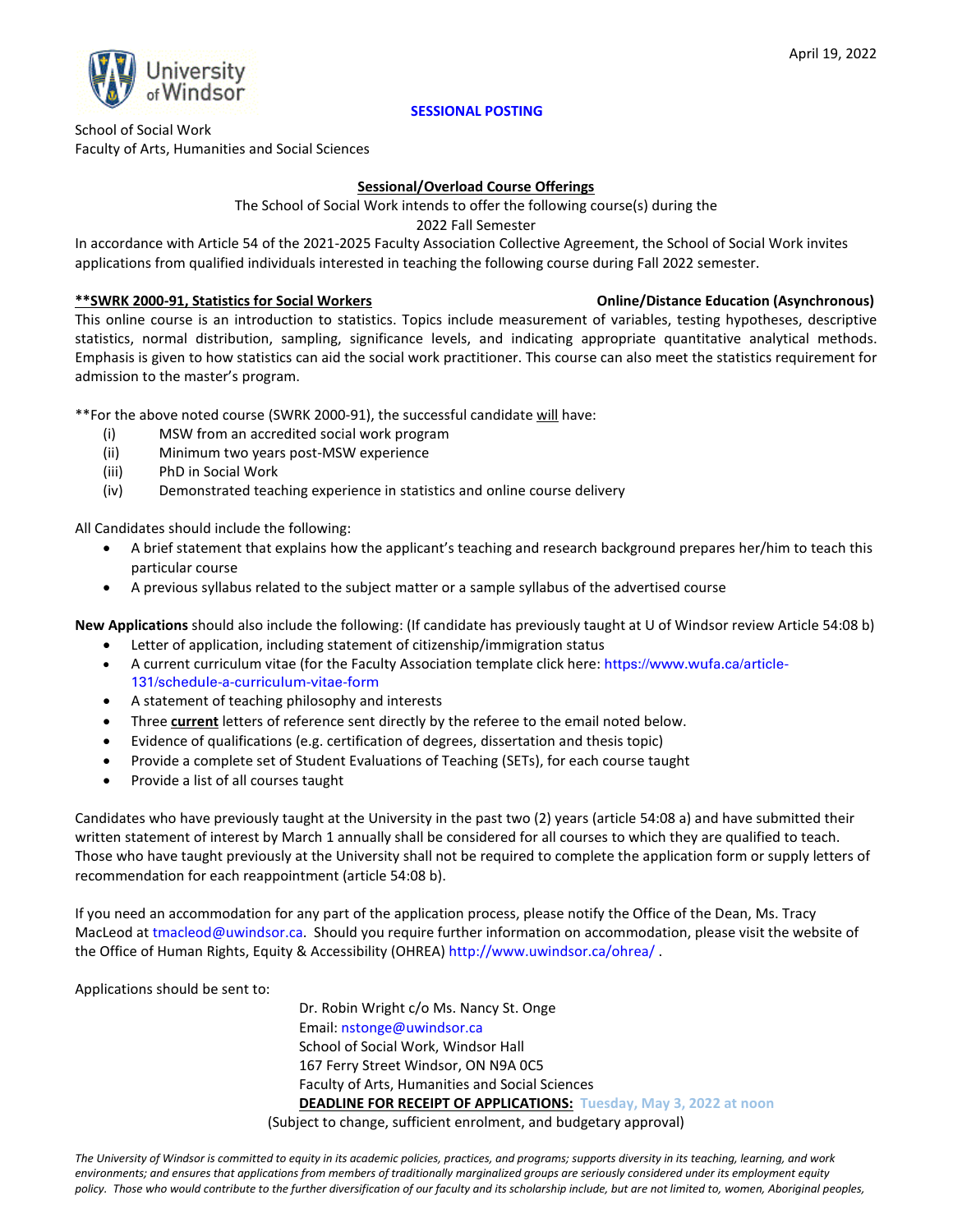April 19, 2022

University of Windsor

**SESSIONAL POSTING**

School of Social Work
Faculty of Arts, Humanities and Social Sciences

**Sessional/Overload Course Offerings**

The School of Social Work intends to offer the following course(s) during the
2022 Fall Semester

In accordance with Article 54 of the 2021-2025 Faculty Association Collective Agreement, the School of Social Work invites applications from qualified individuals interested in teaching the following course during Fall 2022 semester.

**\*\*SWRK 2000-91, Statistics for Social Workers** — **Online/Distance Education (Asynchronous)**

This online course is an introduction to statistics. Topics include measurement of variables, testing hypotheses, descriptive statistics, normal distribution, sampling, significance levels, and indicating appropriate quantitative analytical methods. Emphasis is given to how statistics can aid the social work practitioner. This course can also meet the statistics requirement for admission to the master's program.

\*\*For the above noted course (SWRK 2000-91), the successful candidate will have:

(i) MSW from an accredited social work program
(ii) Minimum two years post-MSW experience
(iii) PhD in Social Work
(iv) Demonstrated teaching experience in statistics and online course delivery

All Candidates should include the following:

- A brief statement that explains how the applicant's teaching and research background prepares her/him to teach this particular course
- A previous syllabus related to the subject matter or a sample syllabus of the advertised course

**New Applications** should also include the following: (If candidate has previously taught at U of Windsor review Article 54:08 b)

- Letter of application, including statement of citizenship/immigration status
- A current curriculum vitae (for the Faculty Association template click here: https://www.wufa.ca/article-131/schedule-a-curriculum-vitae-form
- A statement of teaching philosophy and interests
- Three **current** letters of reference sent directly by the referee to the email noted below.
- Evidence of qualifications (e.g. certification of degrees, dissertation and thesis topic)
- Provide a complete set of Student Evaluations of Teaching (SETs), for each course taught
- Provide a list of all courses taught

Candidates who have previously taught at the University in the past two (2) years (article 54:08 a) and have submitted their written statement of interest by March 1 annually shall be considered for all courses to which they are qualified to teach. Those who have taught previously at the University shall not be required to complete the application form or supply letters of recommendation for each reappointment (article 54:08 b).

If you need an accommodation for any part of the application process, please notify the Office of the Dean, Ms. Tracy MacLeod at tmacleod@uwindsor.ca. Should you require further information on accommodation, please visit the website of the Office of Human Rights, Equity & Accessibility (OHREA) http://www.uwindsor.ca/ohrea/ .

Applications should be sent to:

Dr. Robin Wright c/o Ms. Nancy St. Onge
Email: nstonge@uwindsor.ca
School of Social Work, Windsor Hall
167 Ferry Street Windsor, ON N9A 0C5
Faculty of Arts, Humanities and Social Sciences
**DEADLINE FOR RECEIPT OF APPLICATIONS: Tuesday, May 3, 2022 at noon**
(Subject to change, sufficient enrolment, and budgetary approval)

*The University of Windsor is committed to equity in its academic policies, practices, and programs; supports diversity in its teaching, learning, and work environments; and ensures that applications from members of traditionally marginalized groups are seriously considered under its employment equity policy. Those who would contribute to the further diversification of our faculty and its scholarship include, but are not limited to, women, Aboriginal peoples,*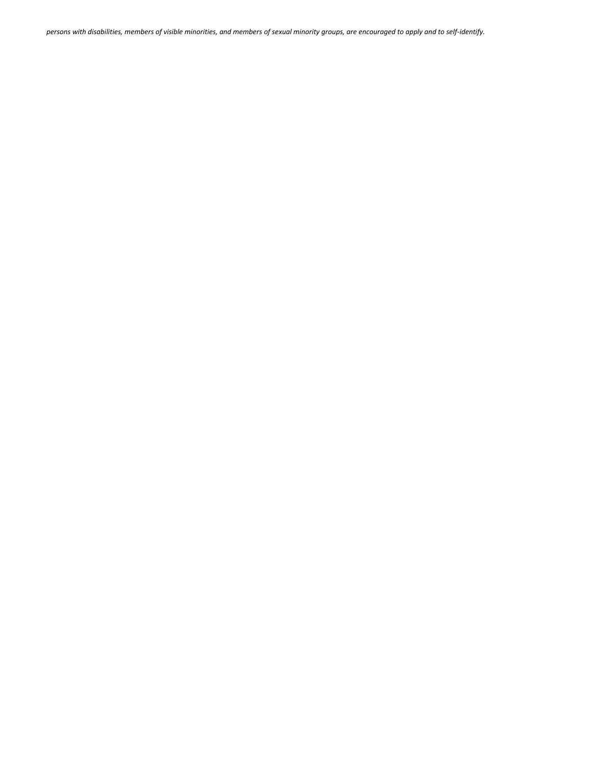*persons with disabilities, members of visible minorities, and members of sexual minority groups, are encouraged to apply and to self-identify.*